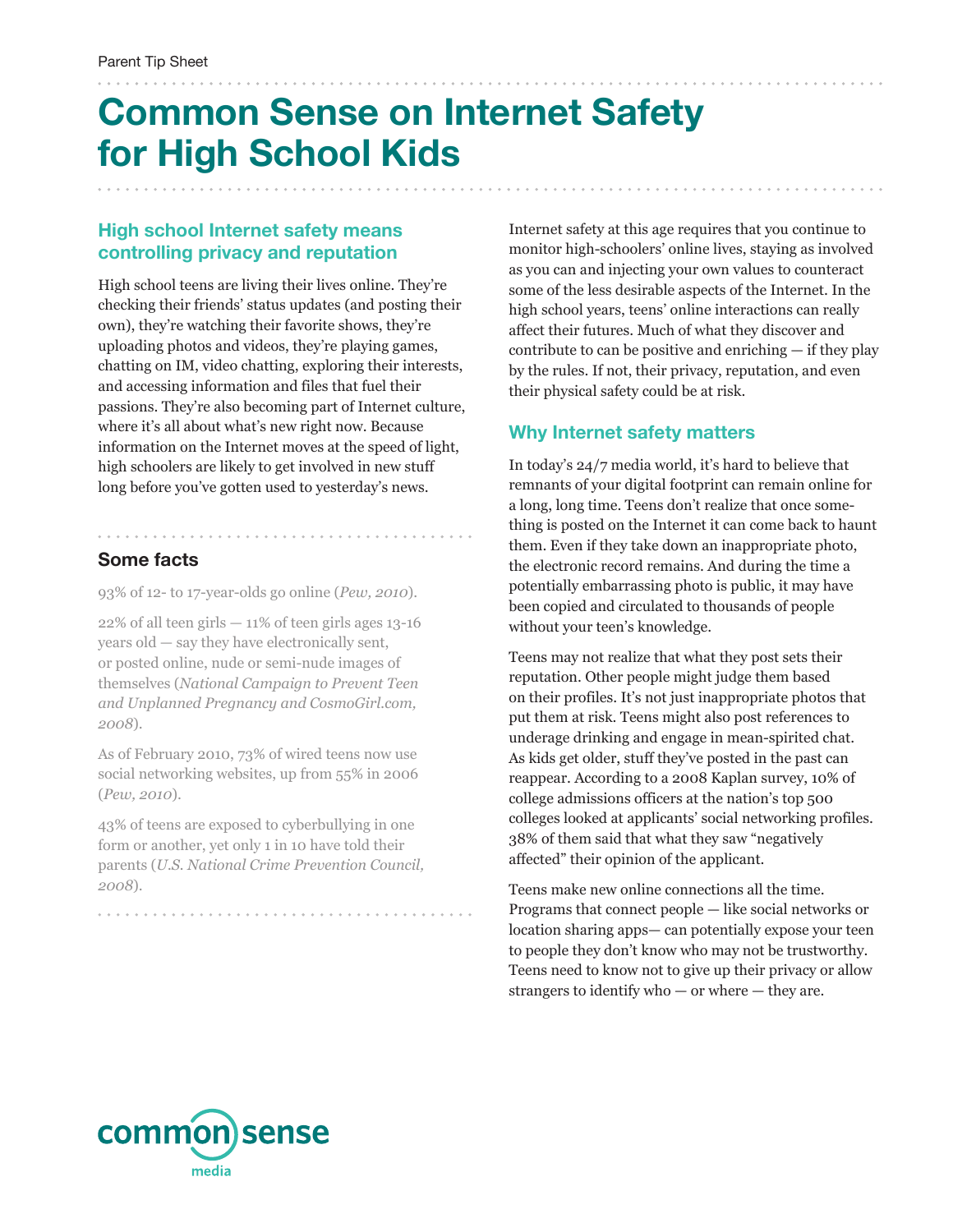Parent Tip Sheet

# Common Sense on Internet Safety for High School Kids

## High school Internet safety means controlling privacy and reputation

High school teens are living their lives online. They're checking their friends' status updates (and posting their own), they're watching their favorite shows, they're uploading photos and videos, they're playing games, chatting on IM, video chatting, exploring their interests, and accessing information and files that fuel their passions. They're also becoming part of Internet culture, where it's all about what's new right now. Because information on the Internet moves at the speed of light, high schoolers are likely to get involved in new stuff long before you've gotten used to yesterday's news.

### Some facts

93% of 12- to 17-year-olds go online (*Pew, 2010*).

22% of all teen girls — 11% of teen girls ages 13-16 years old — say they have electronically sent, or posted online, nude or semi-nude images of themselves (*National Campaign to Prevent Teen and Unplanned Pregnancy and CosmoGirl.com, 2008*).

As of February 2010, 73% of wired teens now use social networking websites, up from 55% in 2006 (*Pew, 2010*).

43% of teens are exposed to cyberbullying in one form or another, yet only 1 in 10 have told their parents (*U.S. National Crime Prevention Council, 2008*).

Internet safety at this age requires that you continue to monitor high-schoolers' online lives, staying as involved as you can and injecting your own values to counteract some of the less desirable aspects of the Internet. In the high school years, teens' online interactions can really affect their futures. Much of what they discover and contribute to can be positive and enriching — if they play by the rules. If not, their privacy, reputation, and even their physical safety could be at risk.

## Why Internet safety matters

In today's 24/7 media world, it's hard to believe that remnants of your digital footprint can remain online for a long, long time. Teens don't realize that once something is posted on the Internet it can come back to haunt them. Even if they take down an inappropriate photo, the electronic record remains. And during the time a potentially embarrassing photo is public, it may have been copied and circulated to thousands of people without your teen's knowledge.

Teens may not realize that what they post sets their reputation. Other people might judge them based on their profiles. It's not just inappropriate photos that put them at risk. Teens might also post references to underage drinking and engage in mean-spirited chat. As kids get older, stuff they've posted in the past can reappear. According to a 2008 Kaplan survey, 10% of college admissions officers at the nation's top 500 colleges looked at applicants' social networking profiles. 38% of them said that what they saw "negatively affected" their opinion of the applicant.

Teens make new online connections all the time. Programs that connect people — like social networks or location sharing apps— can potentially expose your teen to people they don't know who may not be trustworthy. Teens need to know not to give up their privacy or allow strangers to identify who — or where — they are.

common sense media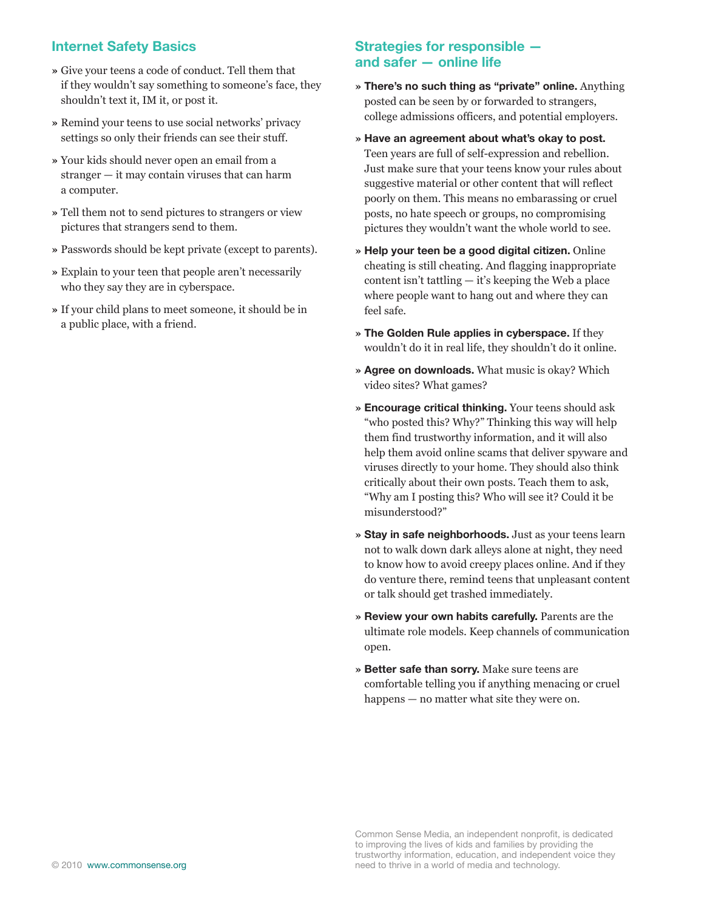## Internet Safety Basics

- Give your teens a code of conduct. Tell them that if they wouldn't say something to someone's face, they shouldn't text it, IM it, or post it.
- Remind your teens to use social networks' privacy settings so only their friends can see their stuff.
- Your kids should never open an email from a stranger — it may contain viruses that can harm a computer.
- Tell them not to send pictures to strangers or view pictures that strangers send to them.
- Passwords should be kept private (except to parents).
- Explain to your teen that people aren't necessarily who they say they are in cyberspace.
- If your child plans to meet someone, it should be in a public place, with a friend.

## Strategies for responsible — and safer — online life

- **There's no such thing as "private" online.** Anything posted can be seen by or forwarded to strangers, college admissions officers, and potential employers.
- **Have an agreement about what's okay to post.** Teen years are full of self-expression and rebellion. Just make sure that your teens know your rules about suggestive material or other content that will reflect poorly on them. This means no embarassing or cruel posts, no hate speech or groups, no compromising pictures they wouldn't want the whole world to see.
- **Help your teen be a good digital citizen.** Online cheating is still cheating. And flagging inappropriate content isn't tattling — it's keeping the Web a place where people want to hang out and where they can feel safe.
- **The Golden Rule applies in cyberspace.** If they wouldn't do it in real life, they shouldn't do it online.
- **Agree on downloads.** What music is okay? Which video sites? What games?
- **Encourage critical thinking.** Your teens should ask "who posted this? Why?" Thinking this way will help them find trustworthy information, and it will also help them avoid online scams that deliver spyware and viruses directly to your home. They should also think critically about their own posts. Teach them to ask, "Why am I posting this? Who will see it? Could it be misunderstood?"
- **Stay in safe neighborhoods.** Just as your teens learn not to walk down dark alleys alone at night, they need to know how to avoid creepy places online. And if they do venture there, remind teens that unpleasant content or talk should get trashed immediately.
- **Review your own habits carefully.** Parents are the ultimate role models. Keep channels of communication open.
- **Better safe than sorry.** Make sure teens are comfortable telling you if anything menacing or cruel happens — no matter what site they were on.

© 2010 www.commonsense.org

Common Sense Media, an independent nonprofit, is dedicated to improving the lives of kids and families by providing the trustworthy information, education, and independent voice they need to thrive in a world of media and technology.